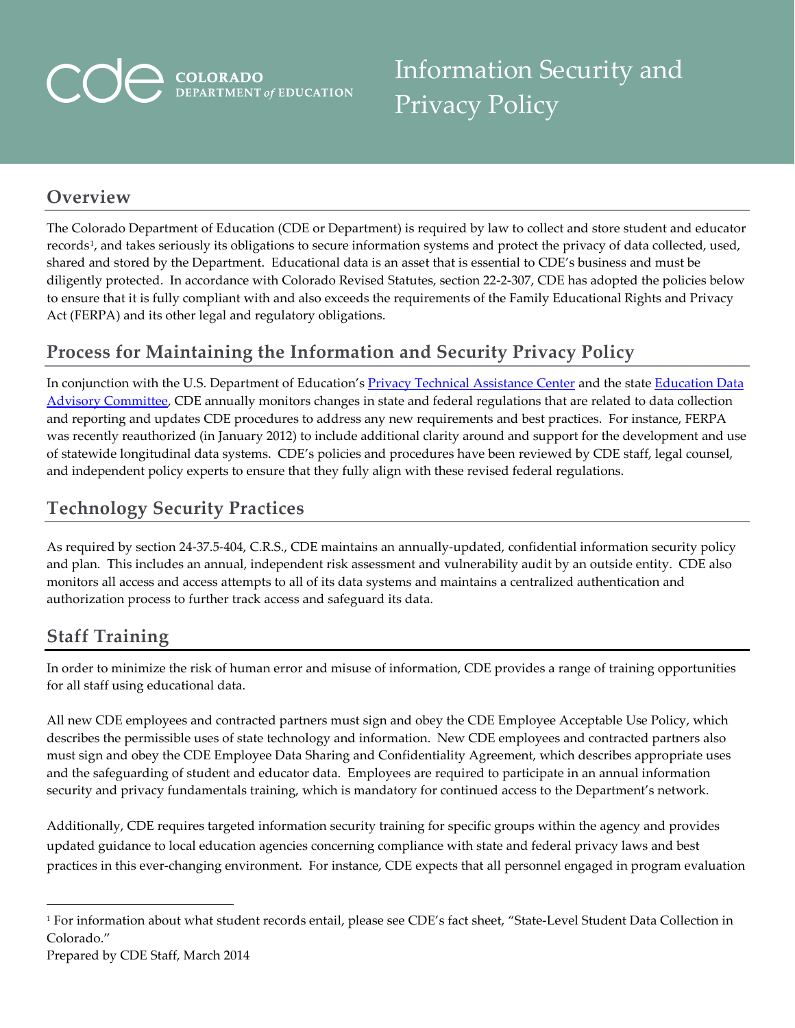COLORADO DEPARTMENT *of* EDUCATION

# Information Security and Privacy Policy

## Overview

The Colorado Department of Education (CDE or Department) is required by law to collect and store student and educator records[1], and takes seriously its obligations to secure information systems and protect the privacy of data collected, used, shared and stored by the Department. Educational data is an asset that is essential to CDE's business and must be diligently protected. In accordance with Colorado Revised Statutes, section 22-2-307, CDE has adopted the policies below to ensure that it is fully compliant with and also exceeds the requirements of the Family Educational Rights and Privacy Act (FERPA) and its other legal and regulatory obligations.

## Process for Maintaining the Information and Security Privacy Policy

In conjunction with the U.S. Department of Education's Privacy Technical Assistance Center and the state Education Data Advisory Committee, CDE annually monitors changes in state and federal regulations that are related to data collection and reporting and updates CDE procedures to address any new requirements and best practices. For instance, FERPA was recently reauthorized (in January 2012) to include additional clarity around and support for the development and use of statewide longitudinal data systems. CDE's policies and procedures have been reviewed by CDE staff, legal counsel, and independent policy experts to ensure that they fully align with these revised federal regulations.

## Technology Security Practices

As required by section 24-37.5-404, C.R.S., CDE maintains an annually-updated, confidential information security policy and plan. This includes an annual, independent risk assessment and vulnerability audit by an outside entity. CDE also monitors all access and access attempts to all of its data systems and maintains a centralized authentication and authorization process to further track access and safeguard its data.

## Staff Training

In order to minimize the risk of human error and misuse of information, CDE provides a range of training opportunities for all staff using educational data.

All new CDE employees and contracted partners must sign and obey the CDE Employee Acceptable Use Policy, which describes the permissible uses of state technology and information. New CDE employees and contracted partners also must sign and obey the CDE Employee Data Sharing and Confidentiality Agreement, which describes appropriate uses and the safeguarding of student and educator data. Employees are required to participate in an annual information security and privacy fundamentals training, which is mandatory for continued access to the Department's network.

Additionally, CDE requires targeted information security training for specific groups within the agency and provides updated guidance to local education agencies concerning compliance with state and federal privacy laws and best practices in this ever-changing environment. For instance, CDE expects that all personnel engaged in program evaluation

---

[1] For information about what student records entail, please see CDE's fact sheet, "State-Level Student Data Collection in Colorado."

Prepared by CDE Staff, March 2014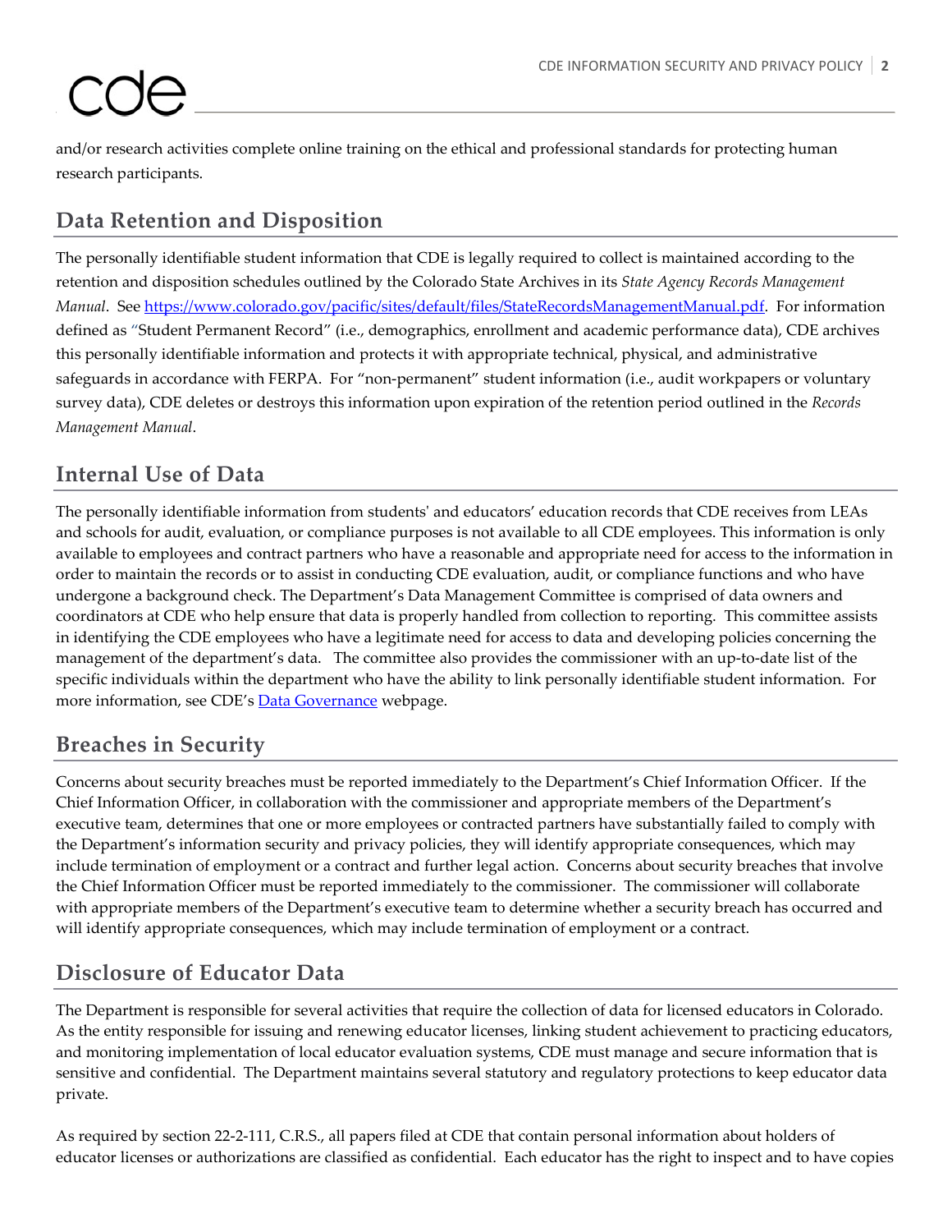and/or research activities complete online training on the ethical and professional standards for protecting human research participants.

## Data Retention and Disposition

The personally identifiable student information that CDE is legally required to collect is maintained according to the retention and disposition schedules outlined by the Colorado State Archives in its *State Agency Records Management Manual*. See [https://www.colorado.gov/pacific/sites/default/files/StateRecordsManagementManual.pdf](https://www.colorado.gov/pacific/sites/default/files/StateRecordsManagementManual.pdf). For information defined as "Student Permanent Record" (i.e., demographics, enrollment and academic performance data), CDE archives this personally identifiable information and protects it with appropriate technical, physical, and administrative safeguards in accordance with FERPA. For "non-permanent" student information (i.e., audit workpapers or voluntary survey data), CDE deletes or destroys this information upon expiration of the retention period outlined in the *Records Management Manual*.

## Internal Use of Data

The personally identifiable information from students' and educators' education records that CDE receives from LEAs and schools for audit, evaluation, or compliance purposes is not available to all CDE employees. This information is only available to employees and contract partners who have a reasonable and appropriate need for access to the information in order to maintain the records or to assist in conducting CDE evaluation, audit, or compliance functions and who have undergone a background check. The Department's Data Management Committee is comprised of data owners and coordinators at CDE who help ensure that data is properly handled from collection to reporting. This committee assists in identifying the CDE employees who have a legitimate need for access to data and developing policies concerning the management of the department's data. The committee also provides the commissioner with an up-to-date list of the specific individuals within the department who have the ability to link personally identifiable student information. For more information, see CDE's [Data Governance](#) webpage.

## Breaches in Security

Concerns about security breaches must be reported immediately to the Department's Chief Information Officer. If the Chief Information Officer, in collaboration with the commissioner and appropriate members of the Department's executive team, determines that one or more employees or contracted partners have substantially failed to comply with the Department's information security and privacy policies, they will identify appropriate consequences, which may include termination of employment or a contract and further legal action. Concerns about security breaches that involve the Chief Information Officer must be reported immediately to the commissioner. The commissioner will collaborate with appropriate members of the Department's executive team to determine whether a security breach has occurred and will identify appropriate consequences, which may include termination of employment or a contract.

## Disclosure of Educator Data

The Department is responsible for several activities that require the collection of data for licensed educators in Colorado. As the entity responsible for issuing and renewing educator licenses, linking student achievement to practicing educators, and monitoring implementation of local educator evaluation systems, CDE must manage and secure information that is sensitive and confidential. The Department maintains several statutory and regulatory protections to keep educator data private.

As required by section 22-2-111, C.R.S., all papers filed at CDE that contain personal information about holders of educator licenses or authorizations are classified as confidential. Each educator has the right to inspect and to have copies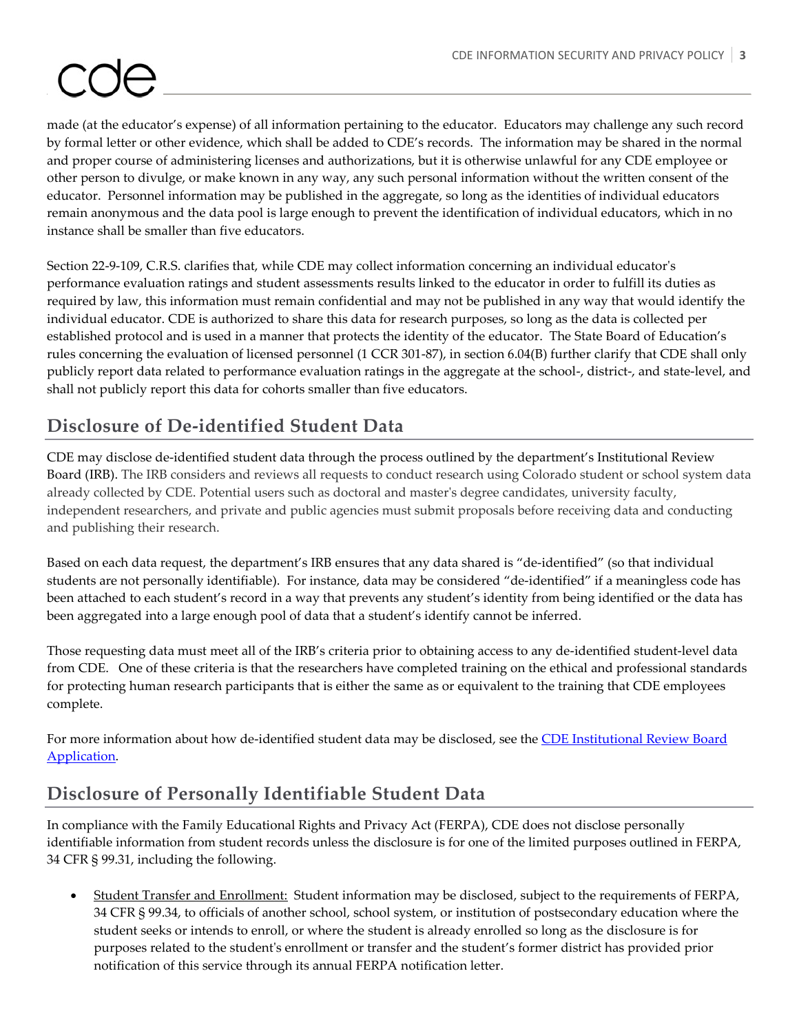made (at the educator's expense) of all information pertaining to the educator. Educators may challenge any such record by formal letter or other evidence, which shall be added to CDE's records. The information may be shared in the normal and proper course of administering licenses and authorizations, but it is otherwise unlawful for any CDE employee or other person to divulge, or make known in any way, any such personal information without the written consent of the educator. Personnel information may be published in the aggregate, so long as the identities of individual educators remain anonymous and the data pool is large enough to prevent the identification of individual educators, which in no instance shall be smaller than five educators.

Section 22-9-109, C.R.S. clarifies that, while CDE may collect information concerning an individual educator's performance evaluation ratings and student assessments results linked to the educator in order to fulfill its duties as required by law, this information must remain confidential and may not be published in any way that would identify the individual educator. CDE is authorized to share this data for research purposes, so long as the data is collected per established protocol and is used in a manner that protects the identity of the educator. The State Board of Education's rules concerning the evaluation of licensed personnel (1 CCR 301-87), in section 6.04(B) further clarify that CDE shall only publicly report data related to performance evaluation ratings in the aggregate at the school-, district-, and state-level, and shall not publicly report this data for cohorts smaller than five educators.

## Disclosure of De-identified Student Data

CDE may disclose de-identified student data through the process outlined by the department's Institutional Review Board (IRB). The IRB considers and reviews all requests to conduct research using Colorado student or school system data already collected by CDE. Potential users such as doctoral and master's degree candidates, university faculty, independent researchers, and private and public agencies must submit proposals before receiving data and conducting and publishing their research.

Based on each data request, the department's IRB ensures that any data shared is "de-identified" (so that individual students are not personally identifiable). For instance, data may be considered "de-identified" if a meaningless code has been attached to each student's record in a way that prevents any student's identity from being identified or the data has been aggregated into a large enough pool of data that a student's identify cannot be inferred.

Those requesting data must meet all of the IRB's criteria prior to obtaining access to any de-identified student-level data from CDE. One of these criteria is that the researchers have completed training on the ethical and professional standards for protecting human research participants that is either the same as or equivalent to the training that CDE employees complete.

For more information about how de-identified student data may be disclosed, see the CDE Institutional Review Board Application.

## Disclosure of Personally Identifiable Student Data

In compliance with the Family Educational Rights and Privacy Act (FERPA), CDE does not disclose personally identifiable information from student records unless the disclosure is for one of the limited purposes outlined in FERPA, 34 CFR § 99.31, including the following.

- Student Transfer and Enrollment: Student information may be disclosed, subject to the requirements of FERPA, 34 CFR § 99.34, to officials of another school, school system, or institution of postsecondary education where the student seeks or intends to enroll, or where the student is already enrolled so long as the disclosure is for purposes related to the student's enrollment or transfer and the student's former district has provided prior notification of this service through its annual FERPA notification letter.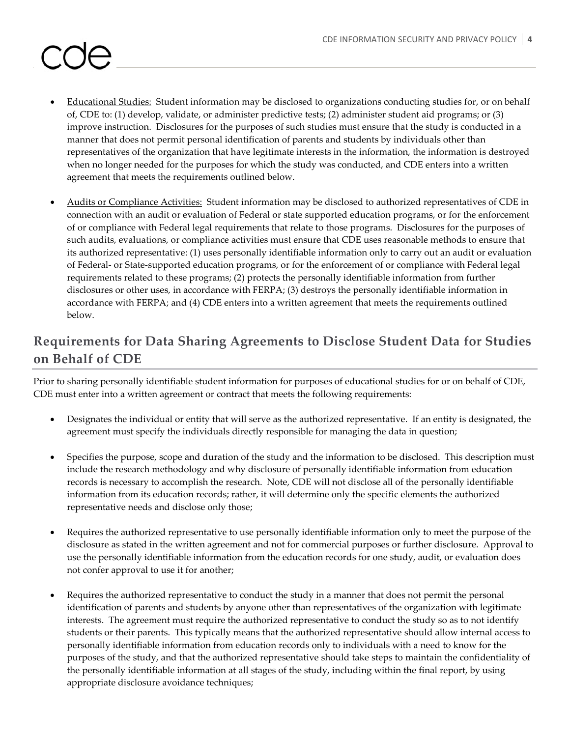- Educational Studies: Student information may be disclosed to organizations conducting studies for, or on behalf of, CDE to: (1) develop, validate, or administer predictive tests; (2) administer student aid programs; or (3) improve instruction. Disclosures for the purposes of such studies must ensure that the study is conducted in a manner that does not permit personal identification of parents and students by individuals other than representatives of the organization that have legitimate interests in the information, the information is destroyed when no longer needed for the purposes for which the study was conducted, and CDE enters into a written agreement that meets the requirements outlined below.

- Audits or Compliance Activities: Student information may be disclosed to authorized representatives of CDE in connection with an audit or evaluation of Federal or state supported education programs, or for the enforcement of or compliance with Federal legal requirements that relate to those programs. Disclosures for the purposes of such audits, evaluations, or compliance activities must ensure that CDE uses reasonable methods to ensure that its authorized representative: (1) uses personally identifiable information only to carry out an audit or evaluation of Federal- or State-supported education programs, or for the enforcement of or compliance with Federal legal requirements related to these programs; (2) protects the personally identifiable information from further disclosures or other uses, in accordance with FERPA; (3) destroys the personally identifiable information in accordance with FERPA; and (4) CDE enters into a written agreement that meets the requirements outlined below.

## Requirements for Data Sharing Agreements to Disclose Student Data for Studies on Behalf of CDE

Prior to sharing personally identifiable student information for purposes of educational studies for or on behalf of CDE, CDE must enter into a written agreement or contract that meets the following requirements:

- Designates the individual or entity that will serve as the authorized representative. If an entity is designated, the agreement must specify the individuals directly responsible for managing the data in question;

- Specifies the purpose, scope and duration of the study and the information to be disclosed. This description must include the research methodology and why disclosure of personally identifiable information from education records is necessary to accomplish the research. Note, CDE will not disclose all of the personally identifiable information from its education records; rather, it will determine only the specific elements the authorized representative needs and disclose only those;

- Requires the authorized representative to use personally identifiable information only to meet the purpose of the disclosure as stated in the written agreement and not for commercial purposes or further disclosure. Approval to use the personally identifiable information from the education records for one study, audit, or evaluation does not confer approval to use it for another;

- Requires the authorized representative to conduct the study in a manner that does not permit the personal identification of parents and students by anyone other than representatives of the organization with legitimate interests. The agreement must require the authorized representative to conduct the study so as to not identify students or their parents. This typically means that the authorized representative should allow internal access to personally identifiable information from education records only to individuals with a need to know for the purposes of the study, and that the authorized representative should take steps to maintain the confidentiality of the personally identifiable information at all stages of the study, including within the final report, by using appropriate disclosure avoidance techniques;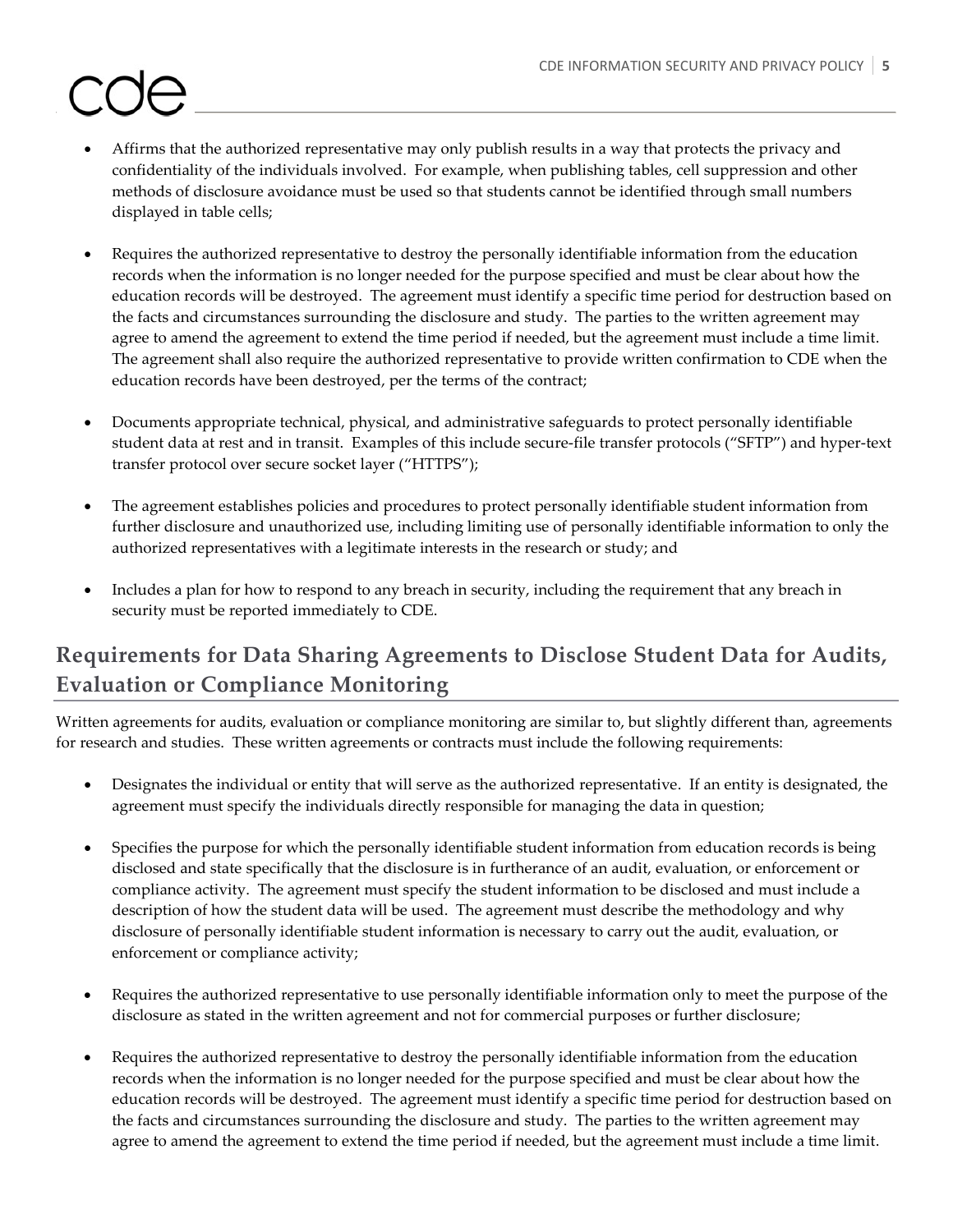- Affirms that the authorized representative may only publish results in a way that protects the privacy and confidentiality of the individuals involved. For example, when publishing tables, cell suppression and other methods of disclosure avoidance must be used so that students cannot be identified through small numbers displayed in table cells;

- Requires the authorized representative to destroy the personally identifiable information from the education records when the information is no longer needed for the purpose specified and must be clear about how the education records will be destroyed. The agreement must identify a specific time period for destruction based on the facts and circumstances surrounding the disclosure and study. The parties to the written agreement may agree to amend the agreement to extend the time period if needed, but the agreement must include a time limit. The agreement shall also require the authorized representative to provide written confirmation to CDE when the education records have been destroyed, per the terms of the contract;

- Documents appropriate technical, physical, and administrative safeguards to protect personally identifiable student data at rest and in transit. Examples of this include secure-file transfer protocols ("SFTP") and hyper-text transfer protocol over secure socket layer ("HTTPS");

- The agreement establishes policies and procedures to protect personally identifiable student information from further disclosure and unauthorized use, including limiting use of personally identifiable information to only the authorized representatives with a legitimate interests in the research or study; and

- Includes a plan for how to respond to any breach in security, including the requirement that any breach in security must be reported immediately to CDE.

## Requirements for Data Sharing Agreements to Disclose Student Data for Audits, Evaluation or Compliance Monitoring

Written agreements for audits, evaluation or compliance monitoring are similar to, but slightly different than, agreements for research and studies. These written agreements or contracts must include the following requirements:

- Designates the individual or entity that will serve as the authorized representative. If an entity is designated, the agreement must specify the individuals directly responsible for managing the data in question;

- Specifies the purpose for which the personally identifiable student information from education records is being disclosed and state specifically that the disclosure is in furtherance of an audit, evaluation, or enforcement or compliance activity. The agreement must specify the student information to be disclosed and must include a description of how the student data will be used. The agreement must describe the methodology and why disclosure of personally identifiable student information is necessary to carry out the audit, evaluation, or enforcement or compliance activity;

- Requires the authorized representative to use personally identifiable information only to meet the purpose of the disclosure as stated in the written agreement and not for commercial purposes or further disclosure;

- Requires the authorized representative to destroy the personally identifiable information from the education records when the information is no longer needed for the purpose specified and must be clear about how the education records will be destroyed. The agreement must identify a specific time period for destruction based on the facts and circumstances surrounding the disclosure and study. The parties to the written agreement may agree to amend the agreement to extend the time period if needed, but the agreement must include a time limit.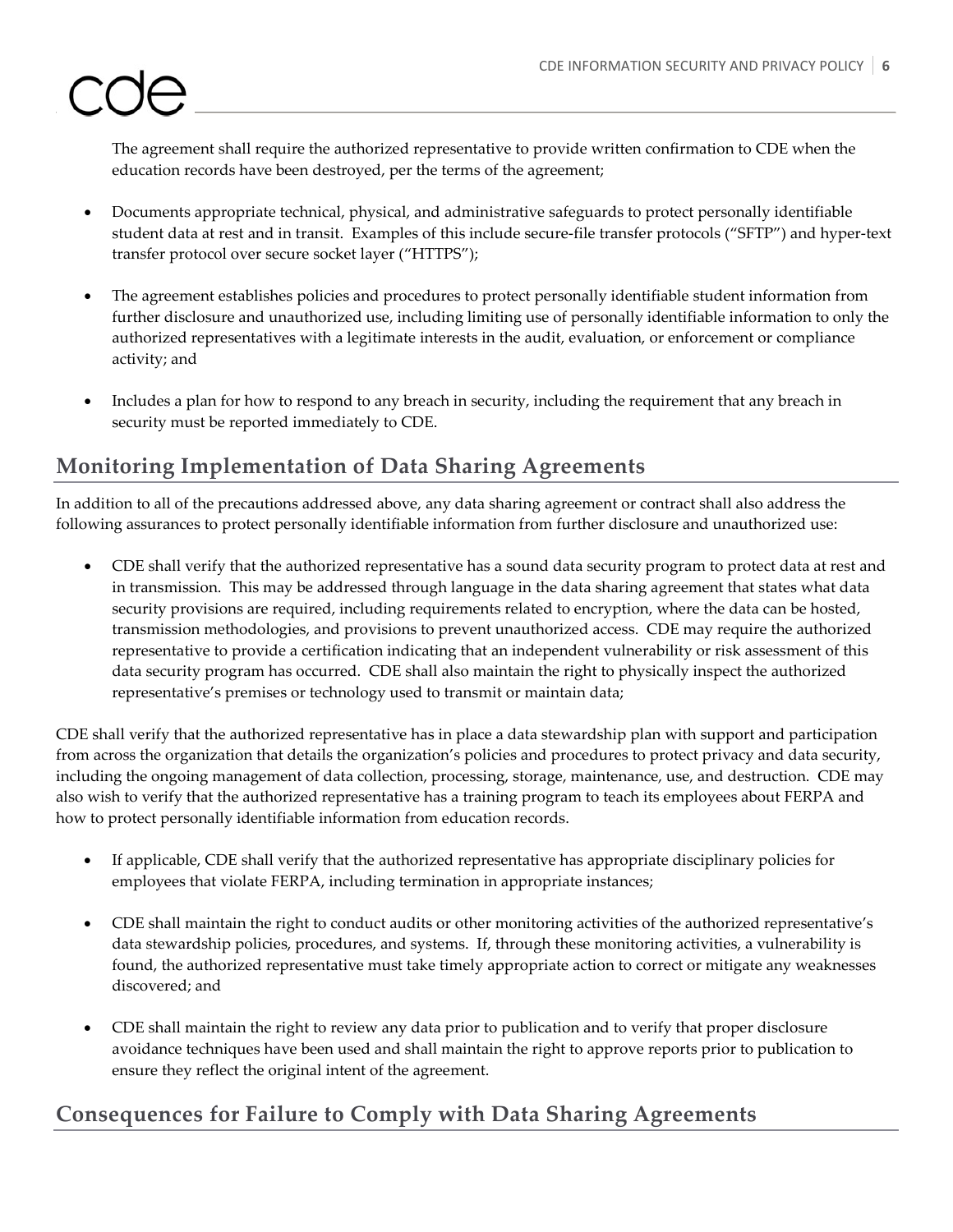The agreement shall require the authorized representative to provide written confirmation to CDE when the education records have been destroyed, per the terms of the agreement;

- Documents appropriate technical, physical, and administrative safeguards to protect personally identifiable student data at rest and in transit. Examples of this include secure-file transfer protocols (“SFTP”) and hyper-text transfer protocol over secure socket layer (“HTTPS”);
- The agreement establishes policies and procedures to protect personally identifiable student information from further disclosure and unauthorized use, including limiting use of personally identifiable information to only the authorized representatives with a legitimate interests in the audit, evaluation, or enforcement or compliance activity; and
- Includes a plan for how to respond to any breach in security, including the requirement that any breach in security must be reported immediately to CDE.

## Monitoring Implementation of Data Sharing Agreements

In addition to all of the precautions addressed above, any data sharing agreement or contract shall also address the following assurances to protect personally identifiable information from further disclosure and unauthorized use:

- CDE shall verify that the authorized representative has a sound data security program to protect data at rest and in transmission. This may be addressed through language in the data sharing agreement that states what data security provisions are required, including requirements related to encryption, where the data can be hosted, transmission methodologies, and provisions to prevent unauthorized access. CDE may require the authorized representative to provide a certification indicating that an independent vulnerability or risk assessment of this data security program has occurred. CDE shall also maintain the right to physically inspect the authorized representative’s premises or technology used to transmit or maintain data;

CDE shall verify that the authorized representative has in place a data stewardship plan with support and participation from across the organization that details the organization’s policies and procedures to protect privacy and data security, including the ongoing management of data collection, processing, storage, maintenance, use, and destruction. CDE may also wish to verify that the authorized representative has a training program to teach its employees about FERPA and how to protect personally identifiable information from education records.

- If applicable, CDE shall verify that the authorized representative has appropriate disciplinary policies for employees that violate FERPA, including termination in appropriate instances;
- CDE shall maintain the right to conduct audits or other monitoring activities of the authorized representative’s data stewardship policies, procedures, and systems. If, through these monitoring activities, a vulnerability is found, the authorized representative must take timely appropriate action to correct or mitigate any weaknesses discovered; and
- CDE shall maintain the right to review any data prior to publication and to verify that proper disclosure avoidance techniques have been used and shall maintain the right to approve reports prior to publication to ensure they reflect the original intent of the agreement.

## Consequences for Failure to Comply with Data Sharing Agreements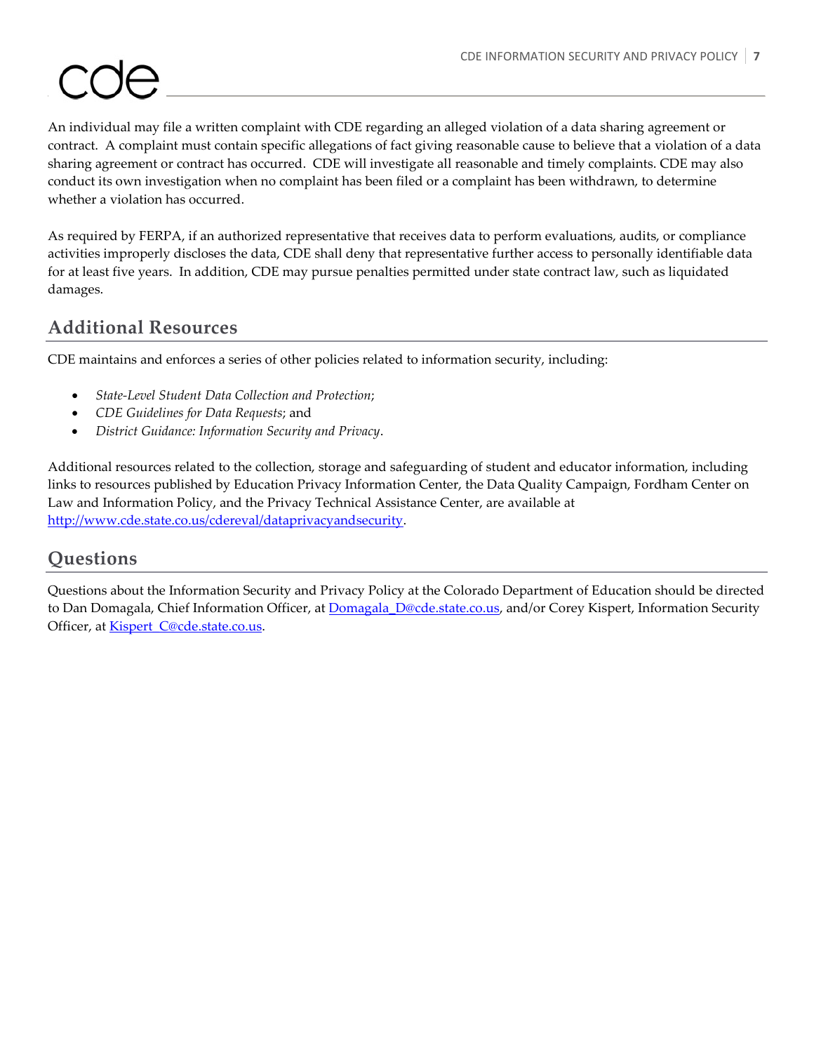An individual may file a written complaint with CDE regarding an alleged violation of a data sharing agreement or contract. A complaint must contain specific allegations of fact giving reasonable cause to believe that a violation of a data sharing agreement or contract has occurred. CDE will investigate all reasonable and timely complaints. CDE may also conduct its own investigation when no complaint has been filed or a complaint has been withdrawn, to determine whether a violation has occurred.

As required by FERPA, if an authorized representative that receives data to perform evaluations, audits, or compliance activities improperly discloses the data, CDE shall deny that representative further access to personally identifiable data for at least five years. In addition, CDE may pursue penalties permitted under state contract law, such as liquidated damages.

## Additional Resources

CDE maintains and enforces a series of other policies related to information security, including:

- *State-Level Student Data Collection and Protection*;
- *CDE Guidelines for Data Requests*; and
- *District Guidance: Information Security and Privacy*.

Additional resources related to the collection, storage and safeguarding of student and educator information, including links to resources published by Education Privacy Information Center, the Data Quality Campaign, Fordham Center on Law and Information Policy, and the Privacy Technical Assistance Center, are available at http://www.cde.state.co.us/cdereval/dataprivacyandsecurity.

## Questions

Questions about the Information Security and Privacy Policy at the Colorado Department of Education should be directed to Dan Domagala, Chief Information Officer, at Domagala_D@cde.state.co.us, and/or Corey Kispert, Information Security Officer, at Kispert_C@cde.state.co.us.